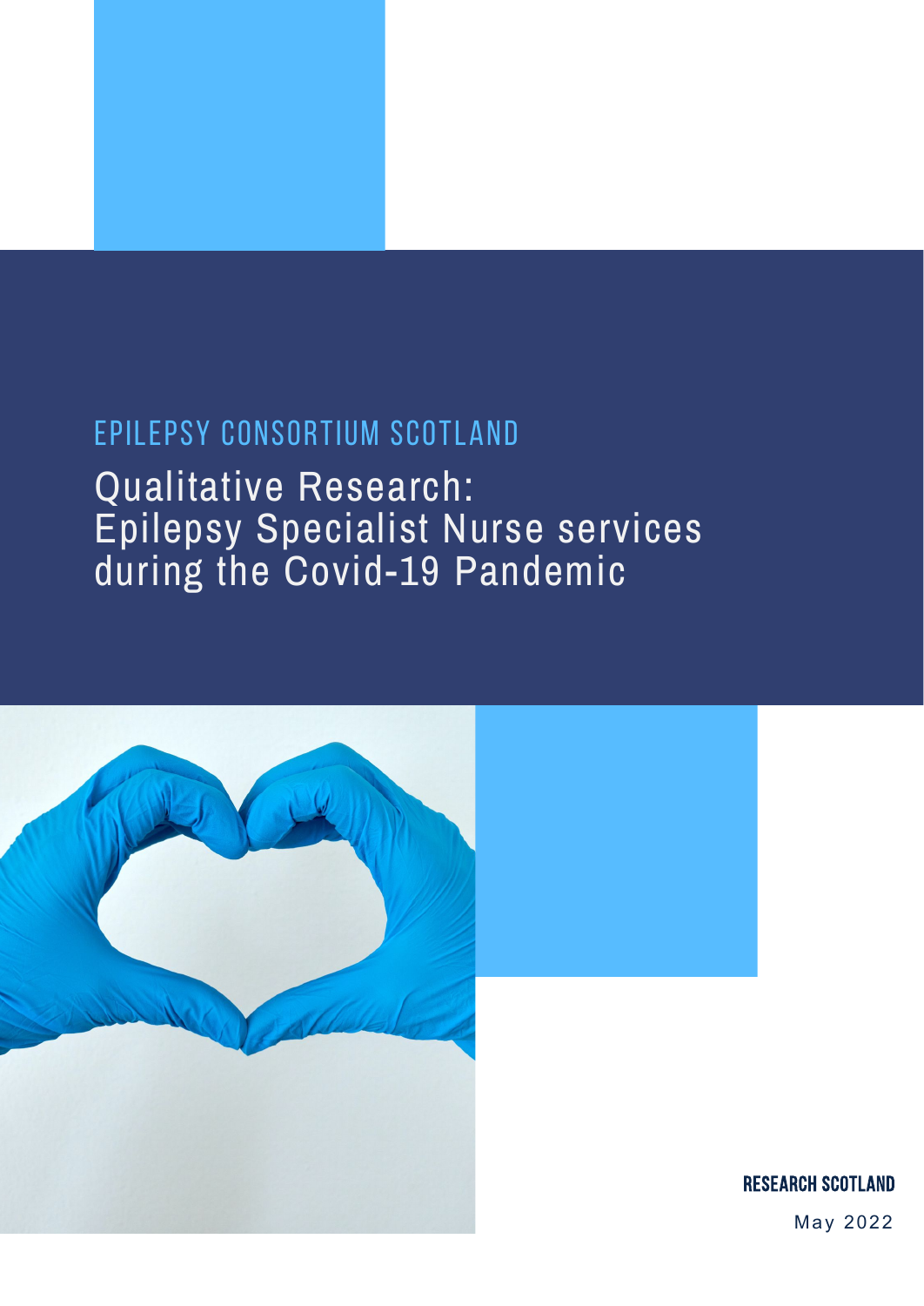EPILEPSY CONSORTIUM SCOTLAND

# Qualitative Research: Epilepsy Specialist Nurse services during the Covid-19 Pandemic

RESEARCH SCOTLAND

May 2022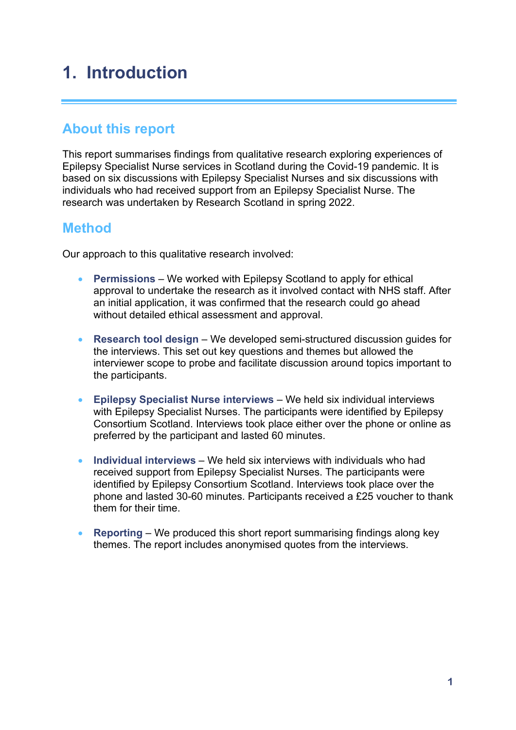# 1. Introduction

## About this report

This report summarises findings from qualitative research exploring experiences of Epilepsy Specialist Nurse services in Scotland during the Covid-19 pandemic. It is based on six discussions with Epilepsy Specialist Nurses and six discussions with individuals who had received support from an Epilepsy Specialist Nurse. The research was undertaken by Research Scotland in spring 2022.

## Method

Our approach to this qualitative research involved:

- **Permissions** – We worked with Epilepsy Scotland to apply for ethical approval to undertake the research as it involved contact with NHS staff. After an initial application, it was confirmed that the research could go ahead without detailed ethical assessment and approval.

- **Research tool design** – We developed semi-structured discussion guides for the interviews. This set out key questions and themes but allowed the interviewer scope to probe and facilitate discussion around topics important to the participants.

- **Epilepsy Specialist Nurse interviews** – We held six individual interviews with Epilepsy Specialist Nurses. The participants were identified by Epilepsy Consortium Scotland. Interviews took place either over the phone or online as preferred by the participant and lasted 60 minutes.

- **Individual interviews** – We held six interviews with individuals who had received support from Epilepsy Specialist Nurses. The participants were identified by Epilepsy Consortium Scotland. Interviews took place over the phone and lasted 30-60 minutes. Participants received a £25 voucher to thank them for their time.

- **Reporting** – We produced this short report summarising findings along key themes. The report includes anonymised quotes from the interviews.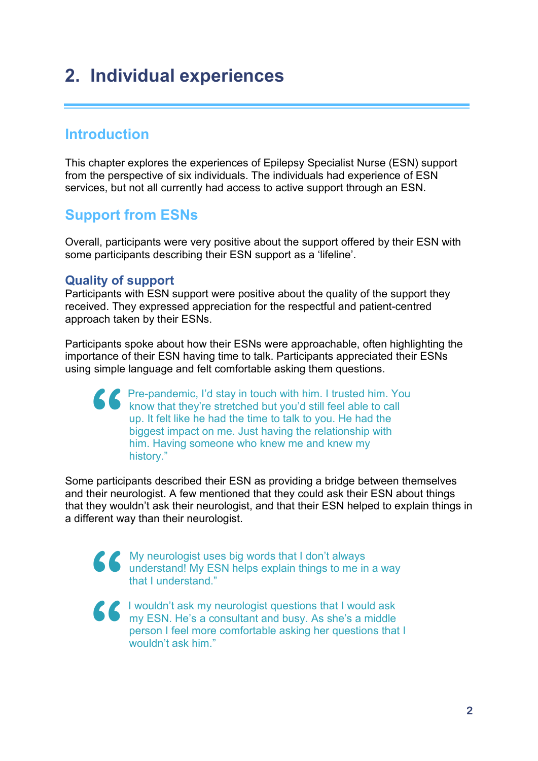# 2. Individual experiences

## Introduction

This chapter explores the experiences of Epilepsy Specialist Nurse (ESN) support from the perspective of six individuals. The individuals had experience of ESN services, but not all currently had access to active support through an ESN.

## Support from ESNs

Overall, participants were very positive about the support offered by their ESN with some participants describing their ESN support as a 'lifeline'.

### Quality of support

Participants with ESN support were positive about the quality of the support they received. They expressed appreciation for the respectful and patient-centred approach taken by their ESNs.

Participants spoke about how their ESNs were approachable, often highlighting the importance of their ESN having time to talk. Participants appreciated their ESNs using simple language and felt comfortable asking them questions.

> "Pre-pandemic, I'd stay in touch with him. I trusted him. You know that they're stretched but you'd still feel able to call up. It felt like he had the time to talk to you. He had the biggest impact on me. Just having the relationship with him. Having someone who knew me and knew my history."

Some participants described their ESN as providing a bridge between themselves and their neurologist. A few mentioned that they could ask their ESN about things that they wouldn't ask their neurologist, and that their ESN helped to explain things in a different way than their neurologist.

> "My neurologist uses big words that I don't always understand! My ESN helps explain things to me in a way that I understand."

> "I wouldn't ask my neurologist questions that I would ask my ESN. He's a consultant and busy. As she's a middle person I feel more comfortable asking her questions that I wouldn't ask him."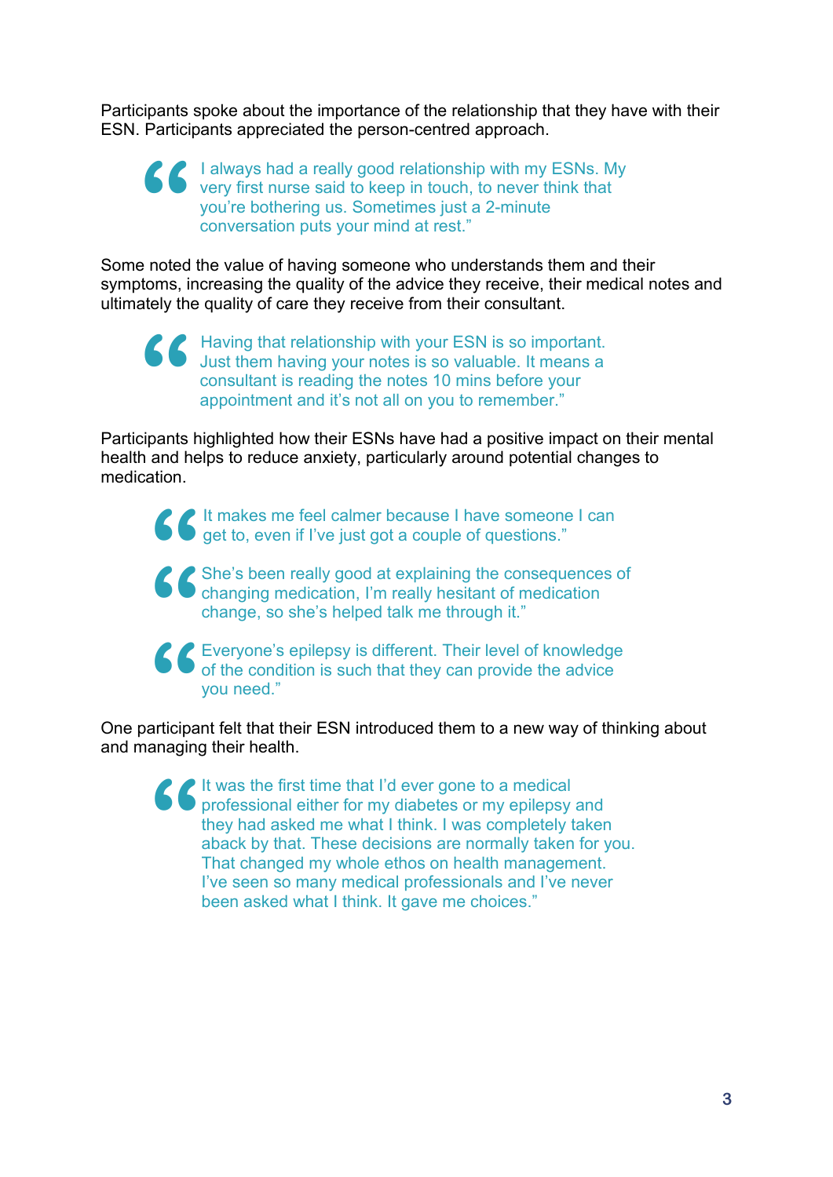Participants spoke about the importance of the relationship that they have with their ESN. Participants appreciated the person-centred approach.

> “I always had a really good relationship with my ESNs. My very first nurse said to keep in touch, to never think that you’re bothering us. Sometimes just a 2-minute conversation puts your mind at rest.”

Some noted the value of having someone who understands them and their symptoms, increasing the quality of the advice they receive, their medical notes and ultimately the quality of care they receive from their consultant.

> “Having that relationship with your ESN is so important. Just them having your notes is so valuable. It means a consultant is reading the notes 10 mins before your appointment and it’s not all on you to remember.”

Participants highlighted how their ESNs have had a positive impact on their mental health and helps to reduce anxiety, particularly around potential changes to medication.

> “It makes me feel calmer because I have someone I can get to, even if I’ve just got a couple of questions.”

> “She’s been really good at explaining the consequences of changing medication, I’m really hesitant of medication change, so she’s helped talk me through it.”

> “Everyone’s epilepsy is different. Their level of knowledge of the condition is such that they can provide the advice you need.”

One participant felt that their ESN introduced them to a new way of thinking about and managing their health.

> “It was the first time that I’d ever gone to a medical professional either for my diabetes or my epilepsy and they had asked me what I think. I was completely taken aback by that. These decisions are normally taken for you. That changed my whole ethos on health management. I’ve seen so many medical professionals and I’ve never been asked what I think. It gave me choices.”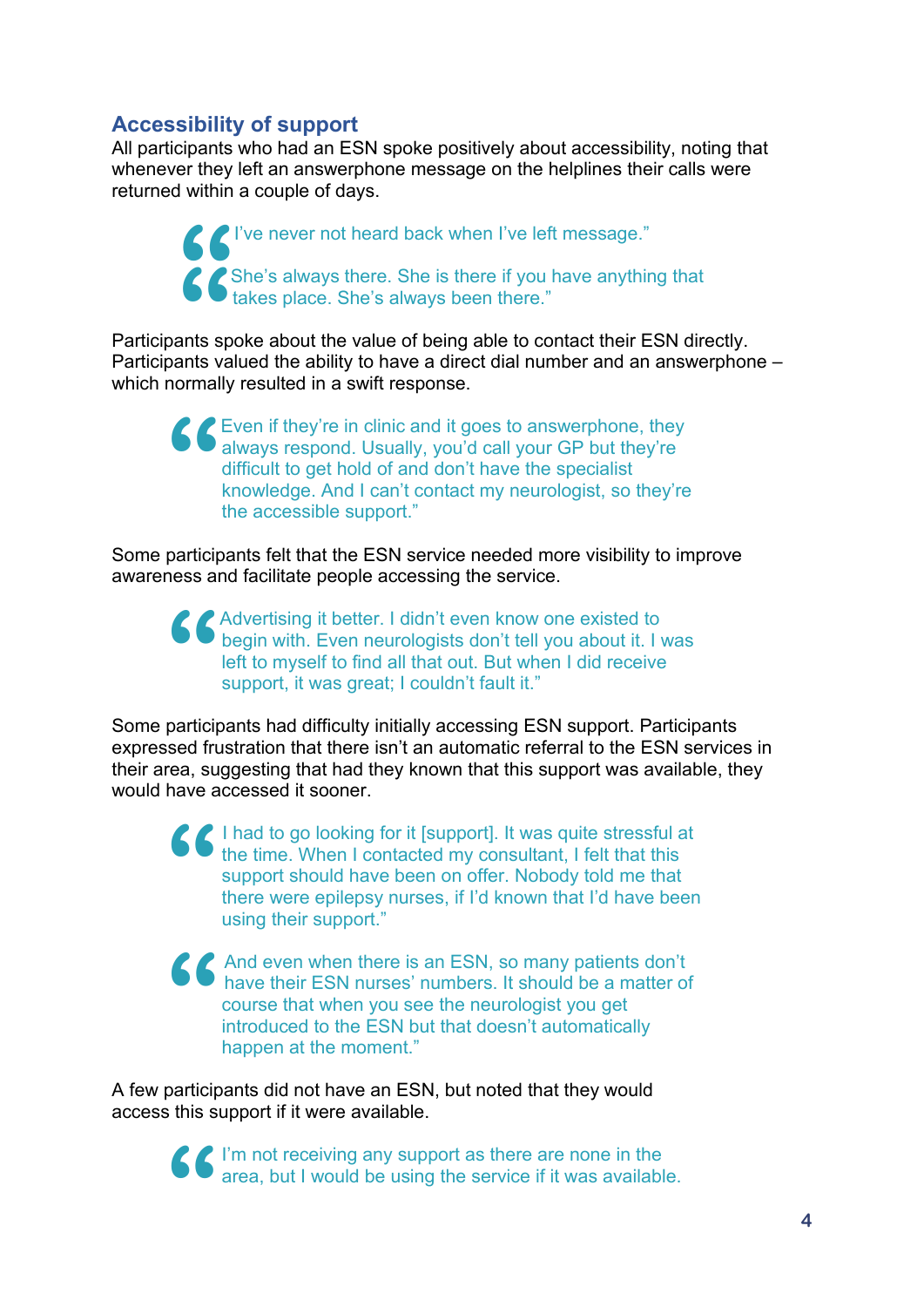## Accessibility of support

All participants who had an ESN spoke positively about accessibility, noting that whenever they left an answerphone message on the helplines their calls were returned within a couple of days.

> I've never not heard back when I've left message."

> She's always there. She is there if you have anything that takes place. She's always been there."

Participants spoke about the value of being able to contact their ESN directly. Participants valued the ability to have a direct dial number and an answerphone – which normally resulted in a swift response.

> Even if they're in clinic and it goes to answerphone, they always respond. Usually, you'd call your GP but they're difficult to get hold of and don't have the specialist knowledge. And I can't contact my neurologist, so they're the accessible support."

Some participants felt that the ESN service needed more visibility to improve awareness and facilitate people accessing the service.

> Advertising it better. I didn't even know one existed to begin with. Even neurologists don't tell you about it. I was left to myself to find all that out. But when I did receive support, it was great; I couldn't fault it."

Some participants had difficulty initially accessing ESN support. Participants expressed frustration that there isn't an automatic referral to the ESN services in their area, suggesting that had they known that this support was available, they would have accessed it sooner.

> I had to go looking for it [support]. It was quite stressful at the time. When I contacted my consultant, I felt that this support should have been on offer. Nobody told me that there were epilepsy nurses, if I'd known that I'd have been using their support."

> And even when there is an ESN, so many patients don't have their ESN nurses' numbers. It should be a matter of course that when you see the neurologist you get introduced to the ESN but that doesn't automatically happen at the moment."

A few participants did not have an ESN, but noted that they would access this support if it were available.

> I'm not receiving any support as there are none in the area, but I would be using the service if it was available.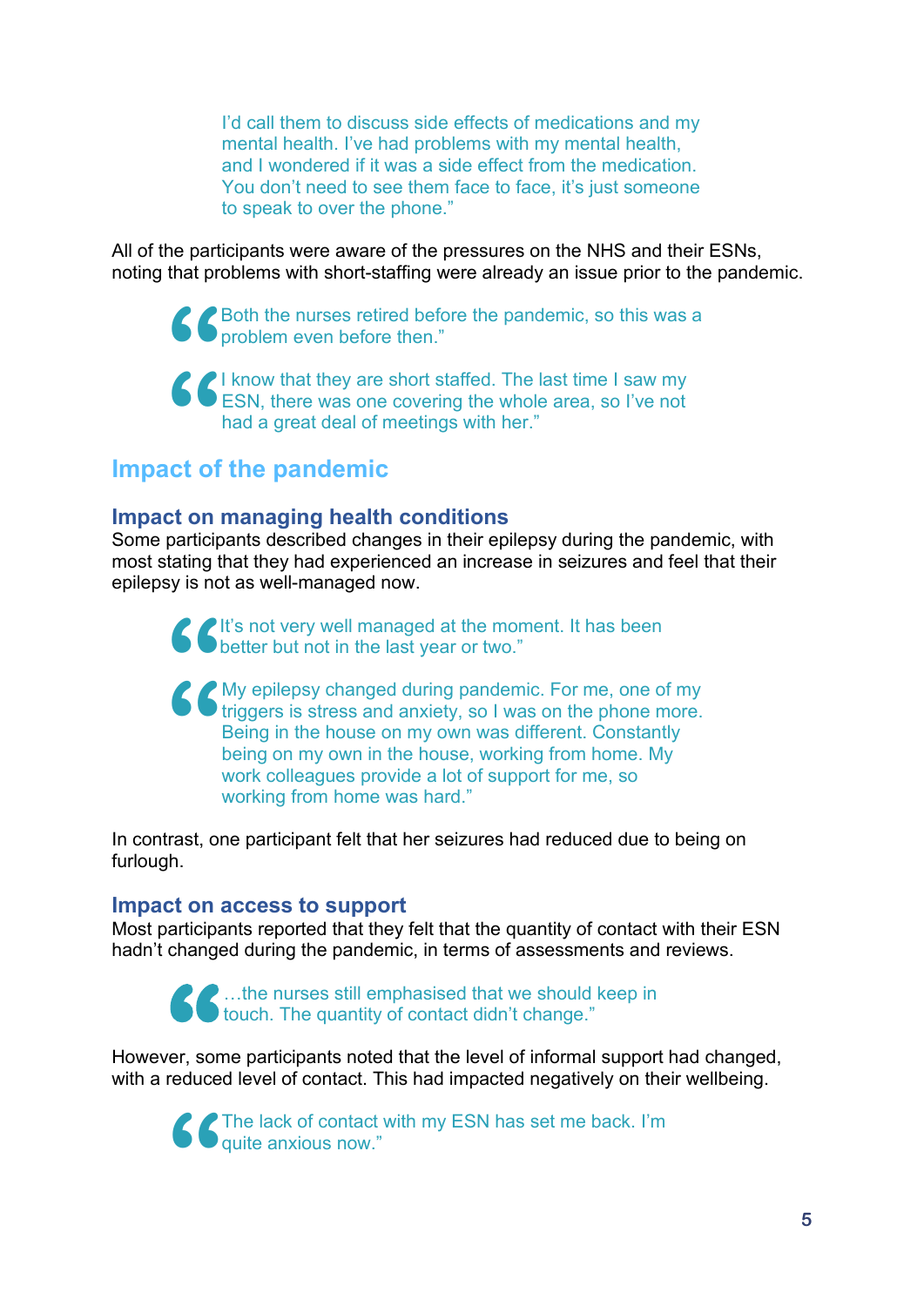> I'd call them to discuss side effects of medications and my mental health. I've had problems with my mental health, and I wondered if it was a side effect from the medication. You don't need to see them face to face, it's just someone to speak to over the phone."

All of the participants were aware of the pressures on the NHS and their ESNs, noting that problems with short-staffing were already an issue prior to the pandemic.

> "Both the nurses retired before the pandemic, so this was a problem even before then."

> "I know that they are short staffed. The last time I saw my ESN, there was one covering the whole area, so I've not had a great deal of meetings with her."

## Impact of the pandemic

### Impact on managing health conditions

Some participants described changes in their epilepsy during the pandemic, with most stating that they had experienced an increase in seizures and feel that their epilepsy is not as well-managed now.

> "It's not very well managed at the moment. It has been better but not in the last year or two."

> "My epilepsy changed during pandemic. For me, one of my triggers is stress and anxiety, so I was on the phone more. Being in the house on my own was different. Constantly being on my own in the house, working from home. My work colleagues provide a lot of support for me, so working from home was hard."

In contrast, one participant felt that her seizures had reduced due to being on furlough.

### Impact on access to support

Most participants reported that they felt that the quantity of contact with their ESN hadn't changed during the pandemic, in terms of assessments and reviews.

> "…the nurses still emphasised that we should keep in touch. The quantity of contact didn't change."

However, some participants noted that the level of informal support had changed, with a reduced level of contact. This had impacted negatively on their wellbeing.

> "The lack of contact with my ESN has set me back. I'm quite anxious now."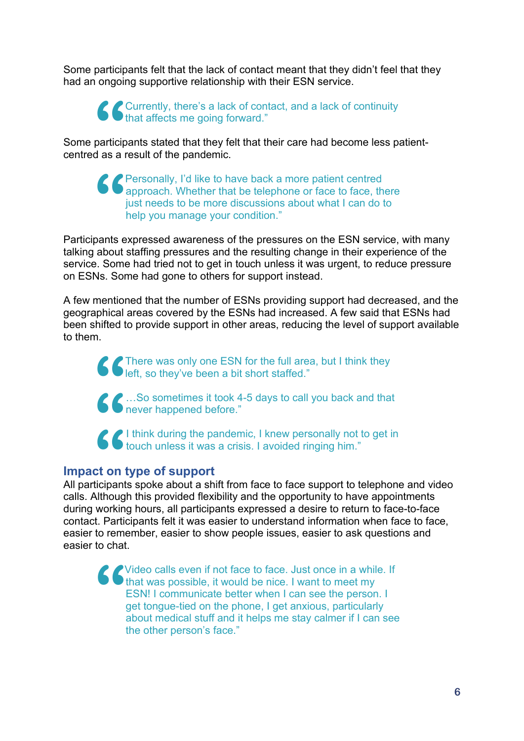Some participants felt that the lack of contact meant that they didn't feel that they had an ongoing supportive relationship with their ESN service.

> "Currently, there's a lack of contact, and a lack of continuity that affects me going forward."

Some participants stated that they felt that their care had become less patient-centred as a result of the pandemic.

> "Personally, I'd like to have back a more patient centred approach. Whether that be telephone or face to face, there just needs to be more discussions about what I can do to help you manage your condition."

Participants expressed awareness of the pressures on the ESN service, with many talking about staffing pressures and the resulting change in their experience of the service. Some had tried not to get in touch unless it was urgent, to reduce pressure on ESNs. Some had gone to others for support instead.

A few mentioned that the number of ESNs providing support had decreased, and the geographical areas covered by the ESNs had increased. A few said that ESNs had been shifted to provide support in other areas, reducing the level of support available to them.

> "There was only one ESN for the full area, but I think they left, so they've been a bit short staffed."

> "…So sometimes it took 4-5 days to call you back and that never happened before."

> "I think during the pandemic, I knew personally not to get in touch unless it was a crisis. I avoided ringing him."

## Impact on type of support

All participants spoke about a shift from face to face support to telephone and video calls. Although this provided flexibility and the opportunity to have appointments during working hours, all participants expressed a desire to return to face-to-face contact. Participants felt it was easier to understand information when face to face, easier to remember, easier to show people issues, easier to ask questions and easier to chat.

> "Video calls even if not face to face. Just once in a while. If that was possible, it would be nice. I want to meet my ESN! I communicate better when I can see the person. I get tongue-tied on the phone, I get anxious, particularly about medical stuff and it helps me stay calmer if I can see the other person's face."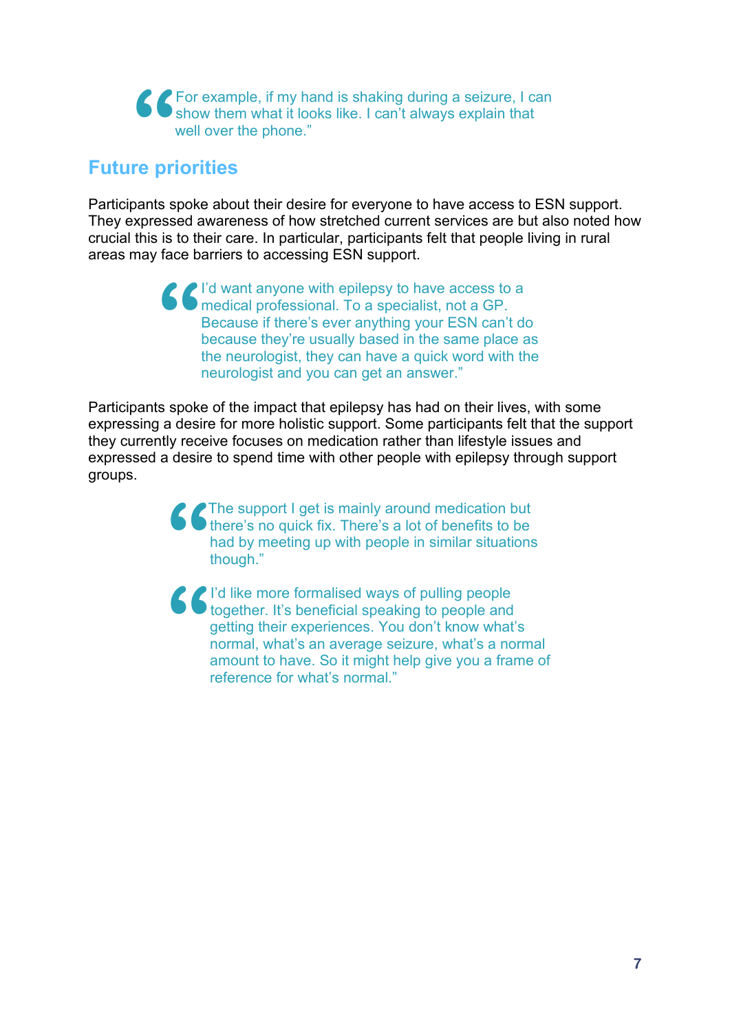> "For example, if my hand is shaking during a seizure, I can show them what it looks like. I can't always explain that well over the phone."

## Future priorities

Participants spoke about their desire for everyone to have access to ESN support. They expressed awareness of how stretched current services are but also noted how crucial this is to their care. In particular, participants felt that people living in rural areas may face barriers to accessing ESN support.

> "I'd want anyone with epilepsy to have access to a medical professional. To a specialist, not a GP. Because if there's ever anything your ESN can't do because they're usually based in the same place as the neurologist, they can have a quick word with the neurologist and you can get an answer."

Participants spoke of the impact that epilepsy has had on their lives, with some expressing a desire for more holistic support. Some participants felt that the support they currently receive focuses on medication rather than lifestyle issues and expressed a desire to spend time with other people with epilepsy through support groups.

> "The support I get is mainly around medication but there's no quick fix. There's a lot of benefits to be had by meeting up with people in similar situations though."

> "I'd like more formalised ways of pulling people together. It's beneficial speaking to people and getting their experiences. You don't know what's normal, what's an average seizure, what's a normal amount to have. So it might help give you a frame of reference for what's normal."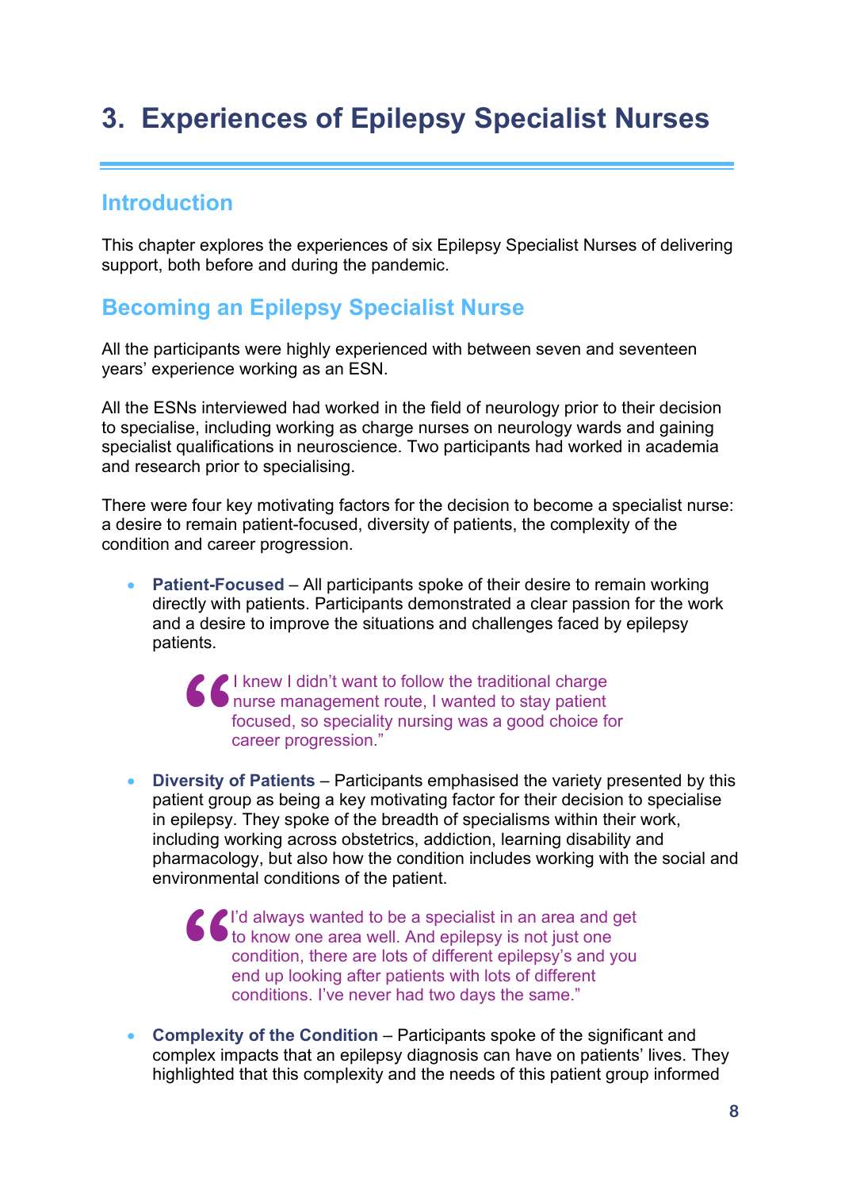# 3. Experiences of Epilepsy Specialist Nurses

## Introduction

This chapter explores the experiences of six Epilepsy Specialist Nurses of delivering support, both before and during the pandemic.

## Becoming an Epilepsy Specialist Nurse

All the participants were highly experienced with between seven and seventeen years' experience working as an ESN.

All the ESNs interviewed had worked in the field of neurology prior to their decision to specialise, including working as charge nurses on neurology wards and gaining specialist qualifications in neuroscience. Two participants had worked in academia and research prior to specialising.

There were four key motivating factors for the decision to become a specialist nurse: a desire to remain patient-focused, diversity of patients, the complexity of the condition and career progression.

- **Patient-Focused** – All participants spoke of their desire to remain working directly with patients. Participants demonstrated a clear passion for the work and a desire to improve the situations and challenges faced by epilepsy patients.

  > "I knew I didn't want to follow the traditional charge nurse management route, I wanted to stay patient focused, so speciality nursing was a good choice for career progression."

- **Diversity of Patients** – Participants emphasised the variety presented by this patient group as being a key motivating factor for their decision to specialise in epilepsy. They spoke of the breadth of specialisms within their work, including working across obstetrics, addiction, learning disability and pharmacology, but also how the condition includes working with the social and environmental conditions of the patient.

  > "I'd always wanted to be a specialist in an area and get to know one area well. And epilepsy is not just one condition, there are lots of different epilepsy's and you end up looking after patients with lots of different conditions. I've never had two days the same."

- **Complexity of the Condition** – Participants spoke of the significant and complex impacts that an epilepsy diagnosis can have on patients' lives. They highlighted that this complexity and the needs of this patient group informed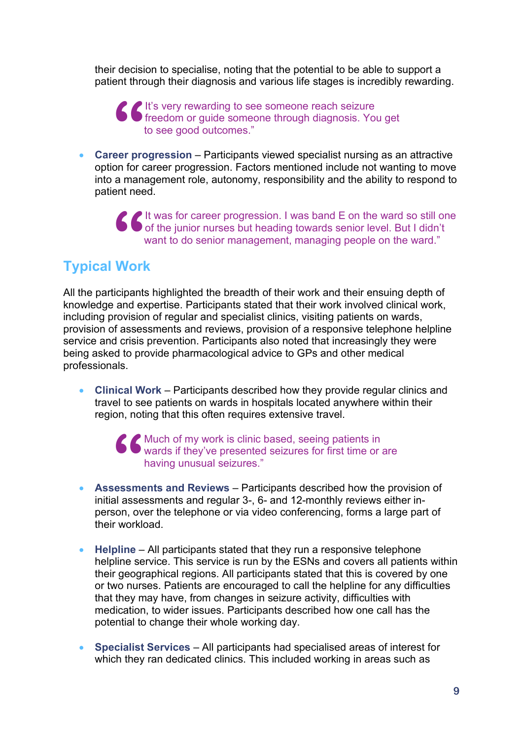their decision to specialise, noting that the potential to be able to support a patient through their diagnosis and various life stages is incredibly rewarding.

> "It's very rewarding to see someone reach seizure freedom or guide someone through diagnosis. You get to see good outcomes."

- **Career progression** – Participants viewed specialist nursing as an attractive option for career progression. Factors mentioned include not wanting to move into a management role, autonomy, responsibility and the ability to respond to patient need.

> "It was for career progression. I was band E on the ward so still one of the junior nurses but heading towards senior level. But I didn't want to do senior management, managing people on the ward."

## Typical Work

All the participants highlighted the breadth of their work and their ensuing depth of knowledge and expertise. Participants stated that their work involved clinical work, including provision of regular and specialist clinics, visiting patients on wards, provision of assessments and reviews, provision of a responsive telephone helpline service and crisis prevention. Participants also noted that increasingly they were being asked to provide pharmacological advice to GPs and other medical professionals.

- **Clinical Work** – Participants described how they provide regular clinics and travel to see patients on wards in hospitals located anywhere within their region, noting that this often requires extensive travel.

> "Much of my work is clinic based, seeing patients in wards if they've presented seizures for first time or are having unusual seizures."

- **Assessments and Reviews** – Participants described how the provision of initial assessments and regular 3-, 6- and 12-monthly reviews either in-person, over the telephone or via video conferencing, forms a large part of their workload.

- **Helpline** – All participants stated that they run a responsive telephone helpline service. This service is run by the ESNs and covers all patients within their geographical regions. All participants stated that this is covered by one or two nurses. Patients are encouraged to call the helpline for any difficulties that they may have, from changes in seizure activity, difficulties with medication, to wider issues. Participants described how one call has the potential to change their whole working day.

- **Specialist Services** – All participants had specialised areas of interest for which they ran dedicated clinics. This included working in areas such as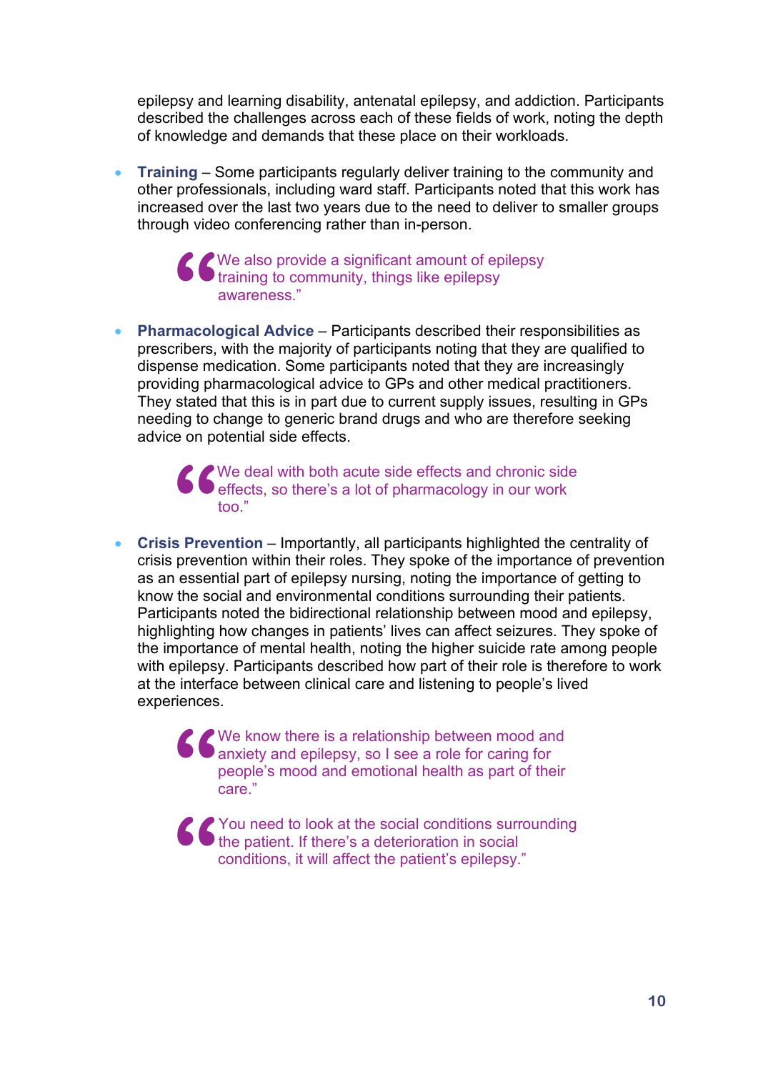epilepsy and learning disability, antenatal epilepsy, and addiction. Participants described the challenges across each of these fields of work, noting the depth of knowledge and demands that these place on their workloads.

- **Training** – Some participants regularly deliver training to the community and other professionals, including ward staff. Participants noted that this work has increased over the last two years due to the need to deliver to smaller groups through video conferencing rather than in-person.

  > "We also provide a significant amount of epilepsy training to community, things like epilepsy awareness."

- **Pharmacological Advice** – Participants described their responsibilities as prescribers, with the majority of participants noting that they are qualified to dispense medication. Some participants noted that they are increasingly providing pharmacological advice to GPs and other medical practitioners. They stated that this is in part due to current supply issues, resulting in GPs needing to change to generic brand drugs and who are therefore seeking advice on potential side effects.

  > "We deal with both acute side effects and chronic side effects, so there's a lot of pharmacology in our work too."

- **Crisis Prevention** – Importantly, all participants highlighted the centrality of crisis prevention within their roles. They spoke of the importance of prevention as an essential part of epilepsy nursing, noting the importance of getting to know the social and environmental conditions surrounding their patients. Participants noted the bidirectional relationship between mood and epilepsy, highlighting how changes in patients' lives can affect seizures. They spoke of the importance of mental health, noting the higher suicide rate among people with epilepsy. Participants described how part of their role is therefore to work at the interface between clinical care and listening to people's lived experiences.

  > "We know there is a relationship between mood and anxiety and epilepsy, so I see a role for caring for people's mood and emotional health as part of their care."

  > "You need to look at the social conditions surrounding the patient. If there's a deterioration in social conditions, it will affect the patient's epilepsy."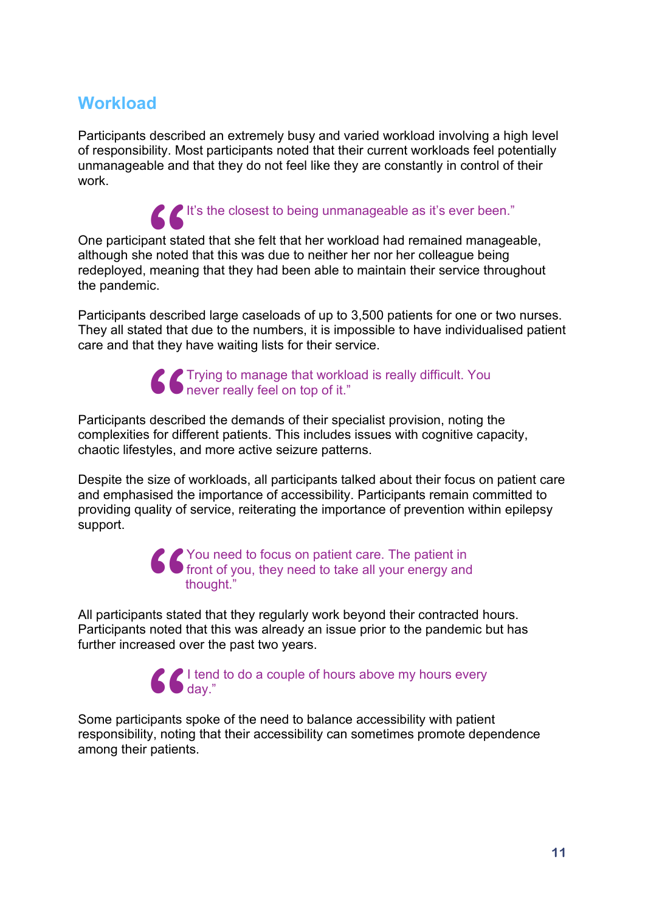## Workload

Participants described an extremely busy and varied workload involving a high level of responsibility. Most participants noted that their current workloads feel potentially unmanageable and that they do not feel like they are constantly in control of their work.

> "It's the closest to being unmanageable as it's ever been."

One participant stated that she felt that her workload had remained manageable, although she noted that this was due to neither her nor her colleague being redeployed, meaning that they had been able to maintain their service throughout the pandemic.

Participants described large caseloads of up to 3,500 patients for one or two nurses. They all stated that due to the numbers, it is impossible to have individualised patient care and that they have waiting lists for their service.

> "Trying to manage that workload is really difficult. You never really feel on top of it."

Participants described the demands of their specialist provision, noting the complexities for different patients. This includes issues with cognitive capacity, chaotic lifestyles, and more active seizure patterns.

Despite the size of workloads, all participants talked about their focus on patient care and emphasised the importance of accessibility. Participants remain committed to providing quality of service, reiterating the importance of prevention within epilepsy support.

> "You need to focus on patient care. The patient in front of you, they need to take all your energy and thought."

All participants stated that they regularly work beyond their contracted hours. Participants noted that this was already an issue prior to the pandemic but has further increased over the past two years.

> "I tend to do a couple of hours above my hours every day."

Some participants spoke of the need to balance accessibility with patient responsibility, noting that their accessibility can sometimes promote dependence among their patients.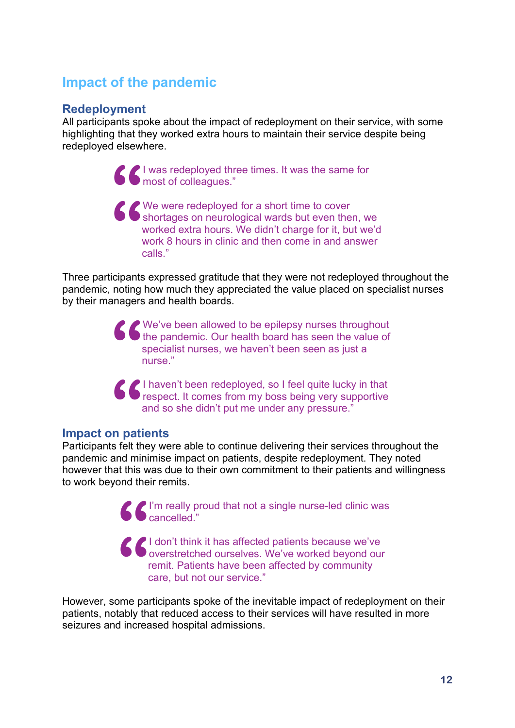## Impact of the pandemic

### Redeployment

All participants spoke about the impact of redeployment on their service, with some highlighting that they worked extra hours to maintain their service despite being redeployed elsewhere.

> "I was redeployed three times. It was the same for most of colleagues."

> "We were redeployed for a short time to cover shortages on neurological wards but even then, we worked extra hours. We didn't charge for it, but we'd work 8 hours in clinic and then come in and answer calls."

Three participants expressed gratitude that they were not redeployed throughout the pandemic, noting how much they appreciated the value placed on specialist nurses by their managers and health boards.

> "We've been allowed to be epilepsy nurses throughout the pandemic. Our health board has seen the value of specialist nurses, we haven't been seen as just a nurse."

> "I haven't been redeployed, so I feel quite lucky in that respect. It comes from my boss being very supportive and so she didn't put me under any pressure."

### Impact on patients

Participants felt they were able to continue delivering their services throughout the pandemic and minimise impact on patients, despite redeployment. They noted however that this was due to their own commitment to their patients and willingness to work beyond their remits.

> "I'm really proud that not a single nurse-led clinic was cancelled."

> "I don't think it has affected patients because we've overstretched ourselves. We've worked beyond our remit. Patients have been affected by community care, but not our service."

However, some participants spoke of the inevitable impact of redeployment on their patients, notably that reduced access to their services will have resulted in more seizures and increased hospital admissions.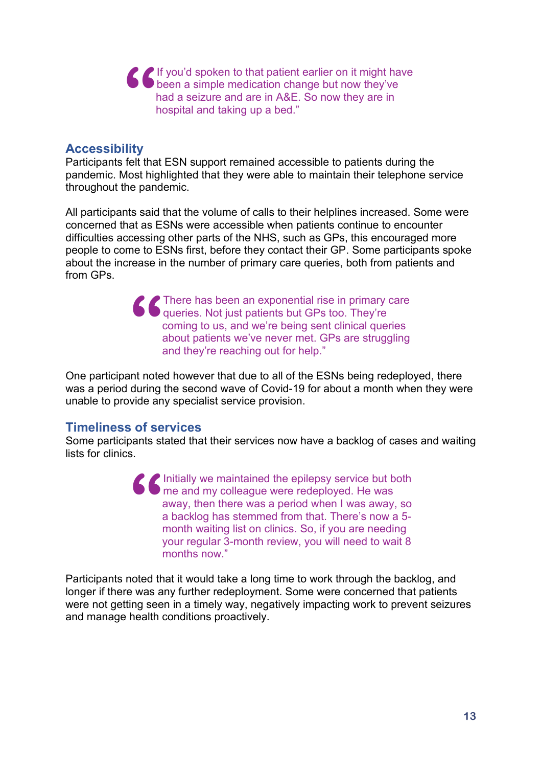> "If you'd spoken to that patient earlier on it might have been a simple medication change but now they've had a seizure and are in A&E. So now they are in hospital and taking up a bed."

### Accessibility

Participants felt that ESN support remained accessible to patients during the pandemic. Most highlighted that they were able to maintain their telephone service throughout the pandemic.

All participants said that the volume of calls to their helplines increased. Some were concerned that as ESNs were accessible when patients continue to encounter difficulties accessing other parts of the NHS, such as GPs, this encouraged more people to come to ESNs first, before they contact their GP. Some participants spoke about the increase in the number of primary care queries, both from patients and from GPs.

> "There has been an exponential rise in primary care queries. Not just patients but GPs too. They're coming to us, and we're being sent clinical queries about patients we've never met. GPs are struggling and they're reaching out for help."

One participant noted however that due to all of the ESNs being redeployed, there was a period during the second wave of Covid-19 for about a month when they were unable to provide any specialist service provision.

### Timeliness of services

Some participants stated that their services now have a backlog of cases and waiting lists for clinics.

> "Initially we maintained the epilepsy service but both me and my colleague were redeployed. He was away, then there was a period when I was away, so a backlog has stemmed from that. There's now a 5-month waiting list on clinics. So, if you are needing your regular 3-month review, you will need to wait 8 months now."

Participants noted that it would take a long time to work through the backlog, and longer if there was any further redeployment. Some were concerned that patients were not getting seen in a timely way, negatively impacting work to prevent seizures and manage health conditions proactively.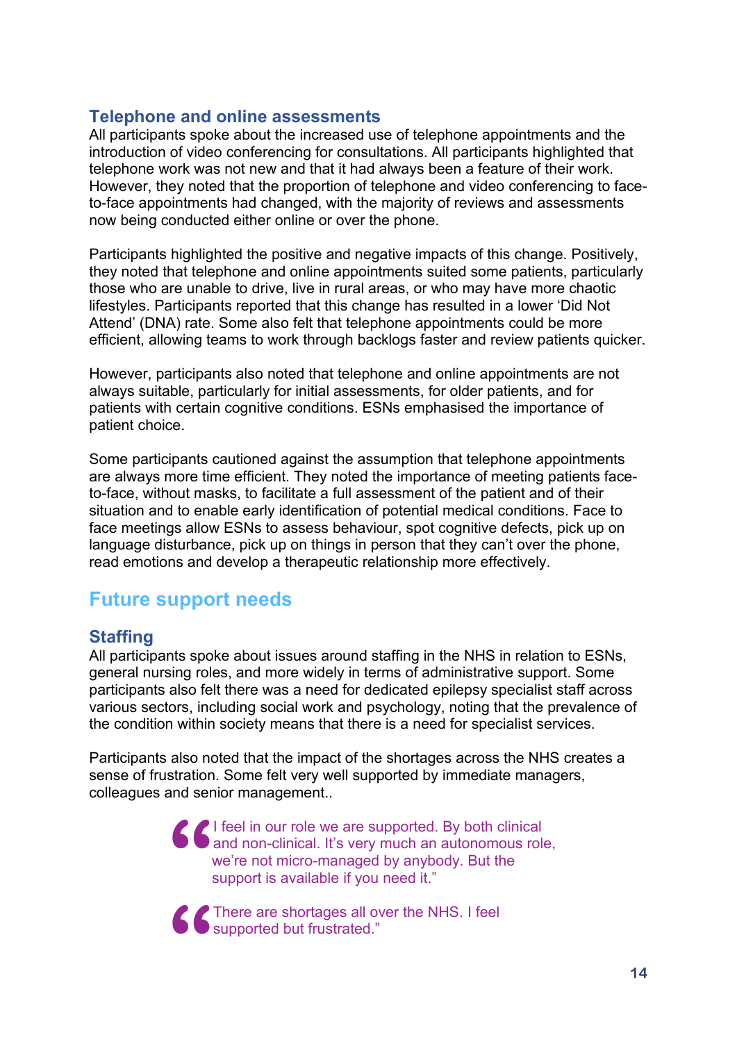### Telephone and online assessments

All participants spoke about the increased use of telephone appointments and the introduction of video conferencing for consultations. All participants highlighted that telephone work was not new and that it had always been a feature of their work. However, they noted that the proportion of telephone and video conferencing to face-to-face appointments had changed, with the majority of reviews and assessments now being conducted either online or over the phone.

Participants highlighted the positive and negative impacts of this change. Positively, they noted that telephone and online appointments suited some patients, particularly those who are unable to drive, live in rural areas, or who may have more chaotic lifestyles. Participants reported that this change has resulted in a lower 'Did Not Attend' (DNA) rate. Some also felt that telephone appointments could be more efficient, allowing teams to work through backlogs faster and review patients quicker.

However, participants also noted that telephone and online appointments are not always suitable, particularly for initial assessments, for older patients, and for patients with certain cognitive conditions. ESNs emphasised the importance of patient choice.

Some participants cautioned against the assumption that telephone appointments are always more time efficient. They noted the importance of meeting patients face-to-face, without masks, to facilitate a full assessment of the patient and of their situation and to enable early identification of potential medical conditions. Face to face meetings allow ESNs to assess behaviour, spot cognitive defects, pick up on language disturbance, pick up on things in person that they can't over the phone, read emotions and develop a therapeutic relationship more effectively.

## Future support needs

### Staffing

All participants spoke about issues around staffing in the NHS in relation to ESNs, general nursing roles, and more widely in terms of administrative support. Some participants also felt there was a need for dedicated epilepsy specialist staff across various sectors, including social work and psychology, noting that the prevalence of the condition within society means that there is a need for specialist services.

Participants also noted that the impact of the shortages across the NHS creates a sense of frustration. Some felt very well supported by immediate managers, colleagues and senior management..

> "I feel in our role we are supported. By both clinical and non-clinical. It's very much an autonomous role, we're not micro-managed by anybody. But the support is available if you need it."

> "There are shortages all over the NHS. I feel supported but frustrated."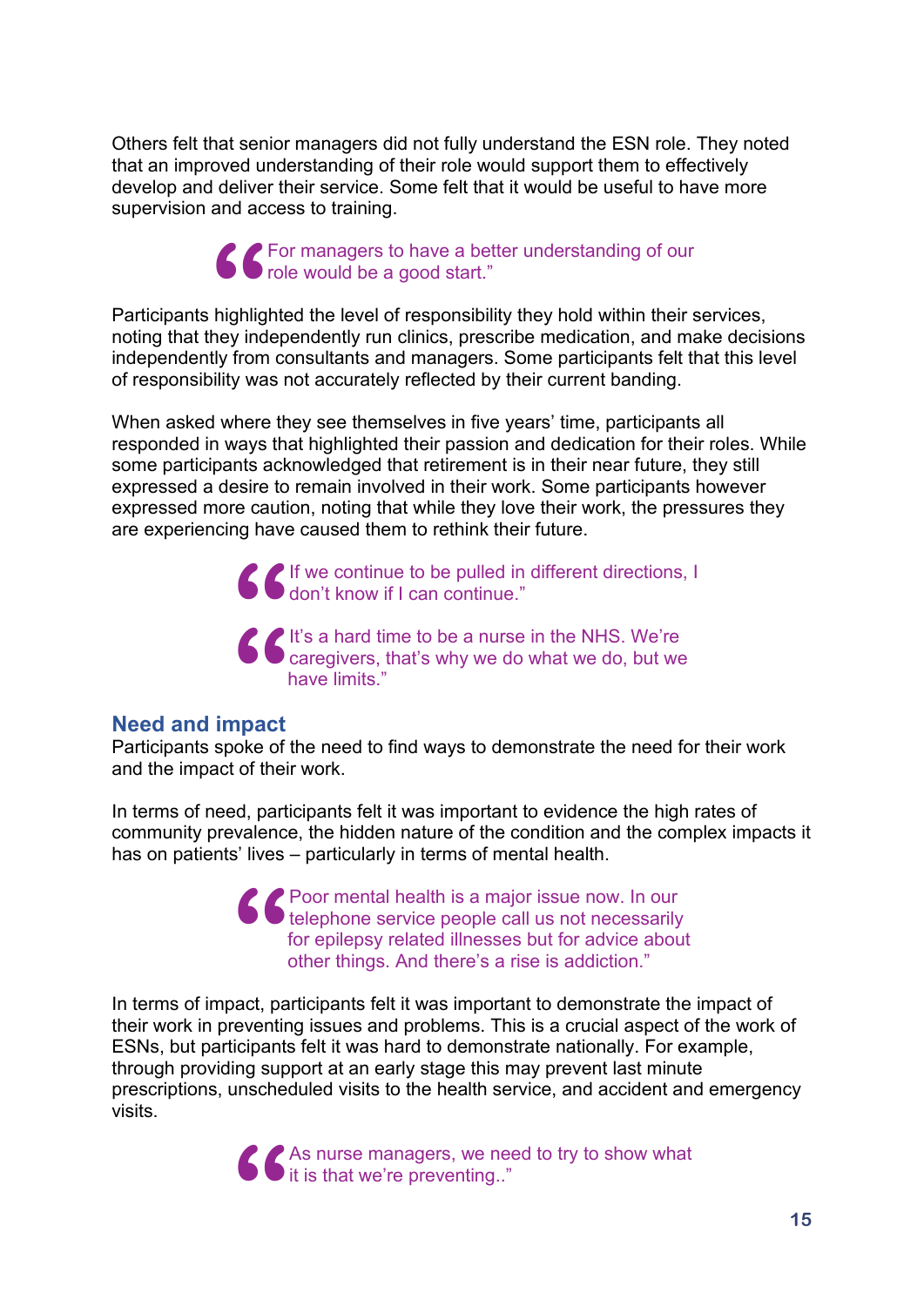Others felt that senior managers did not fully understand the ESN role. They noted that an improved understanding of their role would support them to effectively develop and deliver their service. Some felt that it would be useful to have more supervision and access to training.

> “For managers to have a better understanding of our role would be a good start.”

Participants highlighted the level of responsibility they hold within their services, noting that they independently run clinics, prescribe medication, and make decisions independently from consultants and managers. Some participants felt that this level of responsibility was not accurately reflected by their current banding.

When asked where they see themselves in five years’ time, participants all responded in ways that highlighted their passion and dedication for their roles. While some participants acknowledged that retirement is in their near future, they still expressed a desire to remain involved in their work. Some participants however expressed more caution, noting that while they love their work, the pressures they are experiencing have caused them to rethink their future.

> “If we continue to be pulled in different directions, I don’t know if I can continue.”

> “It’s a hard time to be a nurse in the NHS. We’re caregivers, that’s why we do what we do, but we have limits.”

## Need and impact

Participants spoke of the need to find ways to demonstrate the need for their work and the impact of their work.

In terms of need, participants felt it was important to evidence the high rates of community prevalence, the hidden nature of the condition and the complex impacts it has on patients’ lives – particularly in terms of mental health.

> “Poor mental health is a major issue now. In our telephone service people call us not necessarily for epilepsy related illnesses but for advice about other things. And there’s a rise is addiction.”

In terms of impact, participants felt it was important to demonstrate the impact of their work in preventing issues and problems. This is a crucial aspect of the work of ESNs, but participants felt it was hard to demonstrate nationally. For example, through providing support at an early stage this may prevent last minute prescriptions, unscheduled visits to the health service, and accident and emergency visits.

> “As nurse managers, we need to try to show what it is that we’re preventing..”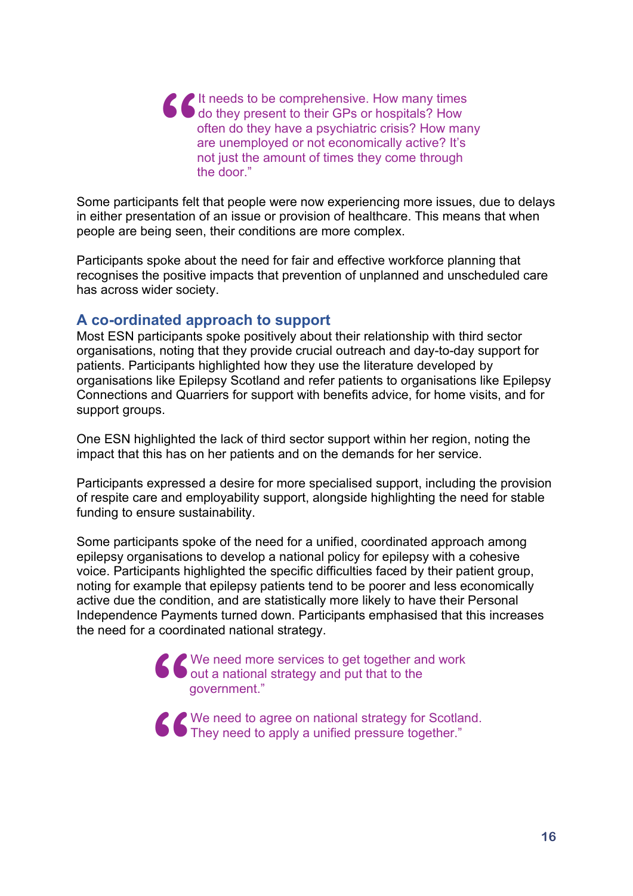> "It needs to be comprehensive. How many times do they present to their GPs or hospitals? How often do they have a psychiatric crisis? How many are unemployed or not economically active? It's not just the amount of times they come through the door."

Some participants felt that people were now experiencing more issues, due to delays in either presentation of an issue or provision of healthcare. This means that when people are being seen, their conditions are more complex.

Participants spoke about the need for fair and effective workforce planning that recognises the positive impacts that prevention of unplanned and unscheduled care has across wider society.

## A co-ordinated approach to support

Most ESN participants spoke positively about their relationship with third sector organisations, noting that they provide crucial outreach and day-to-day support for patients. Participants highlighted how they use the literature developed by organisations like Epilepsy Scotland and refer patients to organisations like Epilepsy Connections and Quarriers for support with benefits advice, for home visits, and for support groups.

One ESN highlighted the lack of third sector support within her region, noting the impact that this has on her patients and on the demands for her service.

Participants expressed a desire for more specialised support, including the provision of respite care and employability support, alongside highlighting the need for stable funding to ensure sustainability.

Some participants spoke of the need for a unified, coordinated approach among epilepsy organisations to develop a national policy for epilepsy with a cohesive voice. Participants highlighted the specific difficulties faced by their patient group, noting for example that epilepsy patients tend to be poorer and less economically active due the condition, and are statistically more likely to have their Personal Independence Payments turned down. Participants emphasised that this increases the need for a coordinated national strategy.

> "We need more services to get together and work out a national strategy and put that to the government."

> "We need to agree on national strategy for Scotland. They need to apply a unified pressure together."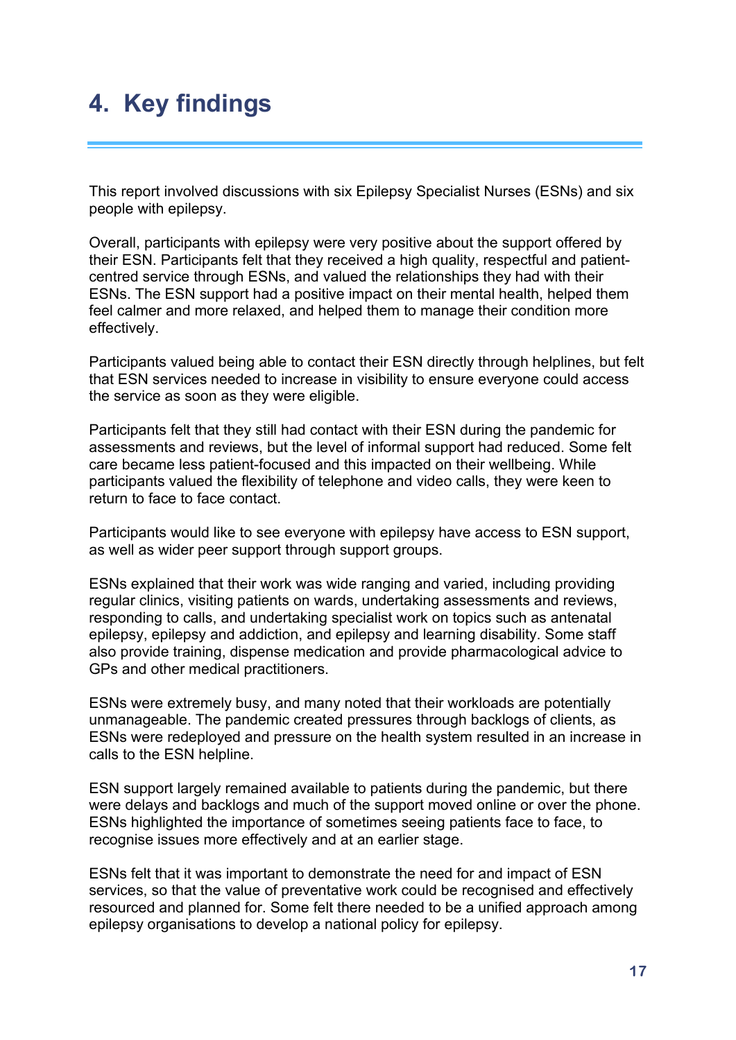# 4. Key findings

This report involved discussions with six Epilepsy Specialist Nurses (ESNs) and six people with epilepsy.

Overall, participants with epilepsy were very positive about the support offered by their ESN. Participants felt that they received a high quality, respectful and patient-centred service through ESNs, and valued the relationships they had with their ESNs. The ESN support had a positive impact on their mental health, helped them feel calmer and more relaxed, and helped them to manage their condition more effectively.

Participants valued being able to contact their ESN directly through helplines, but felt that ESN services needed to increase in visibility to ensure everyone could access the service as soon as they were eligible.

Participants felt that they still had contact with their ESN during the pandemic for assessments and reviews, but the level of informal support had reduced. Some felt care became less patient-focused and this impacted on their wellbeing. While participants valued the flexibility of telephone and video calls, they were keen to return to face to face contact.

Participants would like to see everyone with epilepsy have access to ESN support, as well as wider peer support through support groups.

ESNs explained that their work was wide ranging and varied, including providing regular clinics, visiting patients on wards, undertaking assessments and reviews, responding to calls, and undertaking specialist work on topics such as antenatal epilepsy, epilepsy and addiction, and epilepsy and learning disability. Some staff also provide training, dispense medication and provide pharmacological advice to GPs and other medical practitioners.

ESNs were extremely busy, and many noted that their workloads are potentially unmanageable. The pandemic created pressures through backlogs of clients, as ESNs were redeployed and pressure on the health system resulted in an increase in calls to the ESN helpline.

ESN support largely remained available to patients during the pandemic, but there were delays and backlogs and much of the support moved online or over the phone. ESNs highlighted the importance of sometimes seeing patients face to face, to recognise issues more effectively and at an earlier stage.

ESNs felt that it was important to demonstrate the need for and impact of ESN services, so that the value of preventative work could be recognised and effectively resourced and planned for. Some felt there needed to be a unified approach among epilepsy organisations to develop a national policy for epilepsy.